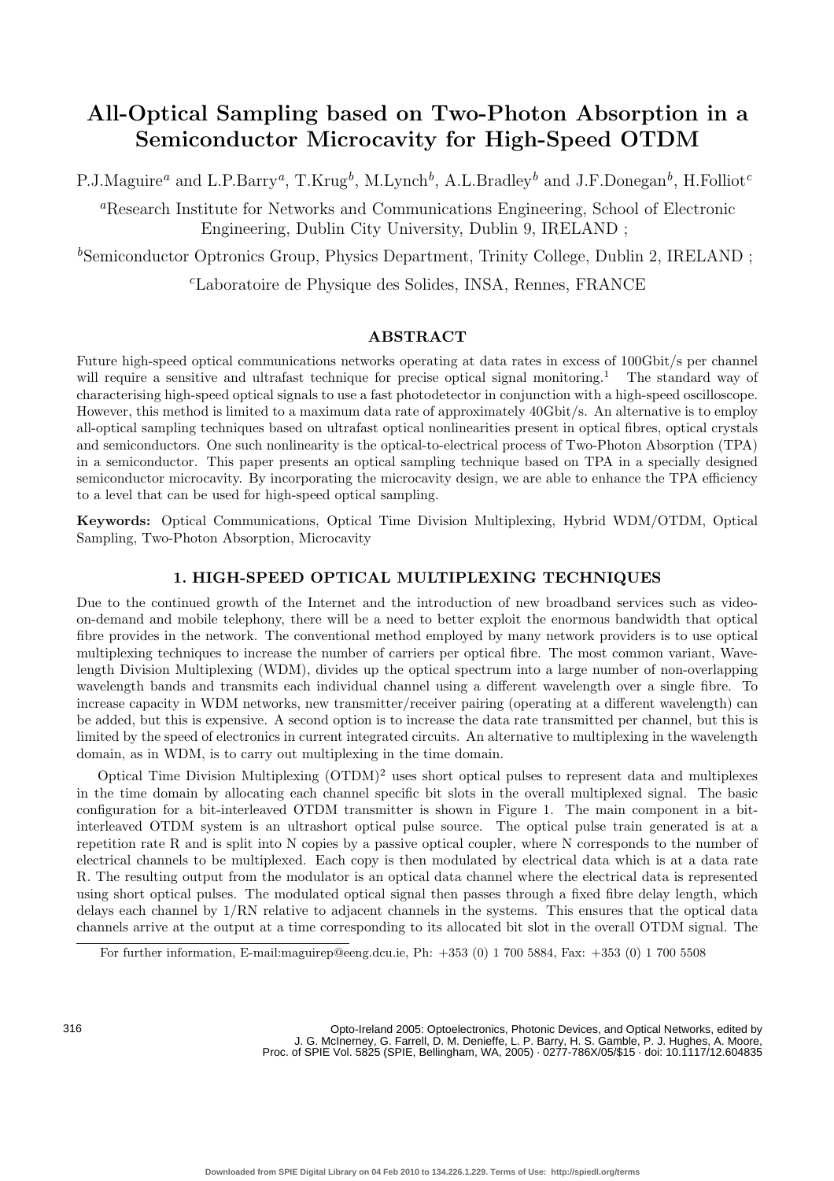# All-Optical Sampling based on Two-Photon Absorption in a Semiconductor Microcavity for High-Speed OTDM

P.J.Maguire[a] and L.P.Barry[a], T.Krug[b], M.Lynch[b], A.L.Bradley[b] and J.F.Donegan[b], H.Folliot[c]

[a]Research Institute for Networks and Communications Engineering, School of Electronic Engineering, Dublin City University, Dublin 9, IRELAND ;

[b]Semiconductor Optronics Group, Physics Department, Trinity College, Dublin 2, IRELAND ;

[c]Laboratoire de Physique des Solides, INSA, Rennes, FRANCE

## ABSTRACT

Future high-speed optical communications networks operating at data rates in excess of 100Gbit/s per channel will require a sensitive and ultrafast technique for precise optical signal monitoring.[1] The standard way of characterising high-speed optical signals to use a fast photodetector in conjunction with a high-speed oscilloscope. However, this method is limited to a maximum data rate of approximately 40Gbit/s. An alternative is to employ all-optical sampling techniques based on ultrafast optical nonlinearities present in optical fibres, optical crystals and semiconductors. One such nonlinearity is the optical-to-electrical process of Two-Photon Absorption (TPA) in a semiconductor. This paper presents an optical sampling technique based on TPA in a specially designed semiconductor microcavity. By incorporating the microcavity design, we are able to enhance the TPA efficiency to a level that can be used for high-speed optical sampling.

**Keywords:** Optical Communications, Optical Time Division Multiplexing, Hybrid WDM/OTDM, Optical Sampling, Two-Photon Absorption, Microcavity

## 1. HIGH-SPEED OPTICAL MULTIPLEXING TECHNIQUES

Due to the continued growth of the Internet and the introduction of new broadband services such as video-on-demand and mobile telephony, there will be a need to better exploit the enormous bandwidth that optical fibre provides in the network. The conventional method employed by many network providers is to use optical multiplexing techniques to increase the number of carriers per optical fibre. The most common variant, Wavelength Division Multiplexing (WDM), divides up the optical spectrum into a large number of non-overlapping wavelength bands and transmits each individual channel using a different wavelength over a single fibre. To increase capacity in WDM networks, new transmitter/receiver pairing (operating at a different wavelength) can be added, but this is expensive. A second option is to increase the data rate transmitted per channel, but this is limited by the speed of electronics in current integrated circuits. An alternative to multiplexing in the wavelength domain, as in WDM, is to carry out multiplexing in the time domain.

Optical Time Division Multiplexing (OTDM)[2] uses short optical pulses to represent data and multiplexes in the time domain by allocating each channel specific bit slots in the overall multiplexed signal. The basic configuration for a bit-interleaved OTDM transmitter is shown in Figure 1. The main component in a bit-interleaved OTDM system is an ultrashort optical pulse source. The optical pulse train generated is at a repetition rate R and is split into N copies by a passive optical coupler, where N corresponds to the number of electrical channels to be multiplexed. Each copy is then modulated by electrical data which is at a data rate R. The resulting output from the modulator is an optical data channel where the electrical data is represented using short optical pulses. The modulated optical signal then passes through a fixed fibre delay length, which delays each channel by 1/RN relative to adjacent channels in the systems. This ensures that the optical data channels arrive at the output at a time corresponding to its allocated bit slot in the overall OTDM signal. The

For further information, E-mail:maguirep@eeng.dcu.ie, Ph: +353 (0) 1 700 5884, Fax: +353 (0) 1 700 5508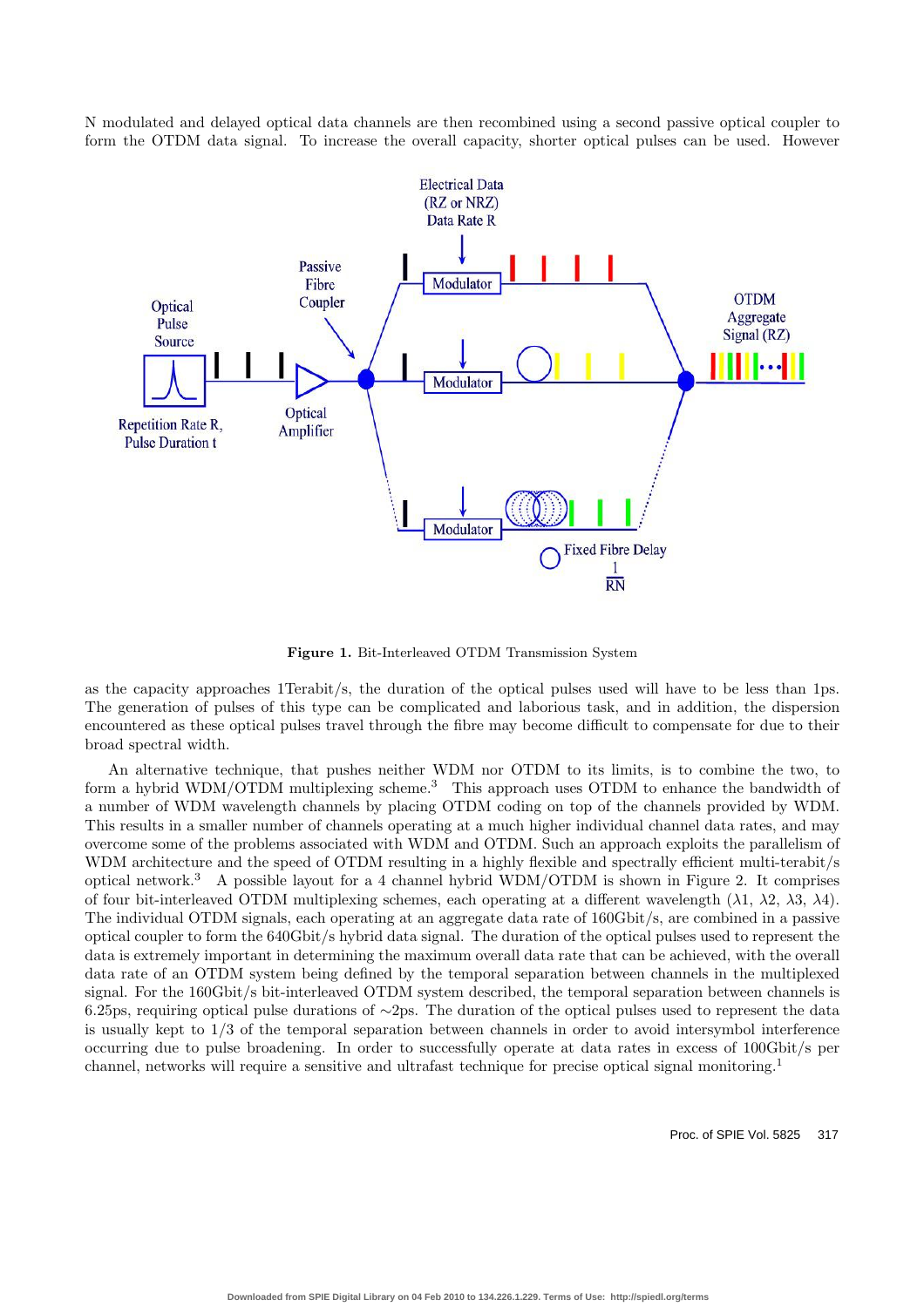N modulated and delayed optical data channels are then recombined using a second passive optical coupler to form the OTDM data signal. To increase the overall capacity, shorter optical pulses can be used. However

**Figure 1.** Bit-Interleaved OTDM Transmission System

as the capacity approaches 1Terabit/s, the duration of the optical pulses used will have to be less than 1ps. The generation of pulses of this type can be complicated and laborious task, and in addition, the dispersion encountered as these optical pulses travel through the fibre may become difficult to compensate for due to their broad spectral width.

An alternative technique, that pushes neither WDM nor OTDM to its limits, is to combine the two, to form a hybrid WDM/OTDM multiplexing scheme.[3] This approach uses OTDM to enhance the bandwidth of a number of WDM wavelength channels by placing OTDM coding on top of the channels provided by WDM. This results in a smaller number of channels operating at a much higher individual channel data rates, and may overcome some of the problems associated with WDM and OTDM. Such an approach exploits the parallelism of WDM architecture and the speed of OTDM resulting in a highly flexible and spectrally efficient multi-terabit/s optical network.[3] A possible layout for a 4 channel hybrid WDM/OTDM is shown in Figure 2. It comprises of four bit-interleaved OTDM multiplexing schemes, each operating at a different wavelength ($\lambda 1$, $\lambda 2$, $\lambda 3$, $\lambda 4$). The individual OTDM signals, each operating at an aggregate data rate of 160Gbit/s, are combined in a passive optical coupler to form the 640Gbit/s hybrid data signal. The duration of the optical pulses used to represent the data is extremely important in determining the maximum overall data rate that can be achieved, with the overall data rate of an OTDM system being defined by the temporal separation between channels in the multiplexed signal. For the 160Gbit/s bit-interleaved OTDM system described, the temporal separation between channels is 6.25ps, requiring optical pulse durations of $\sim$2ps. The duration of the optical pulses used to represent the data is usually kept to 1/3 of the temporal separation between channels in order to avoid intersymbol interference occurring due to pulse broadening. In order to successfully operate at data rates in excess of 100Gbit/s per channel, networks will require a sensitive and ultrafast technique for precise optical signal monitoring.[1]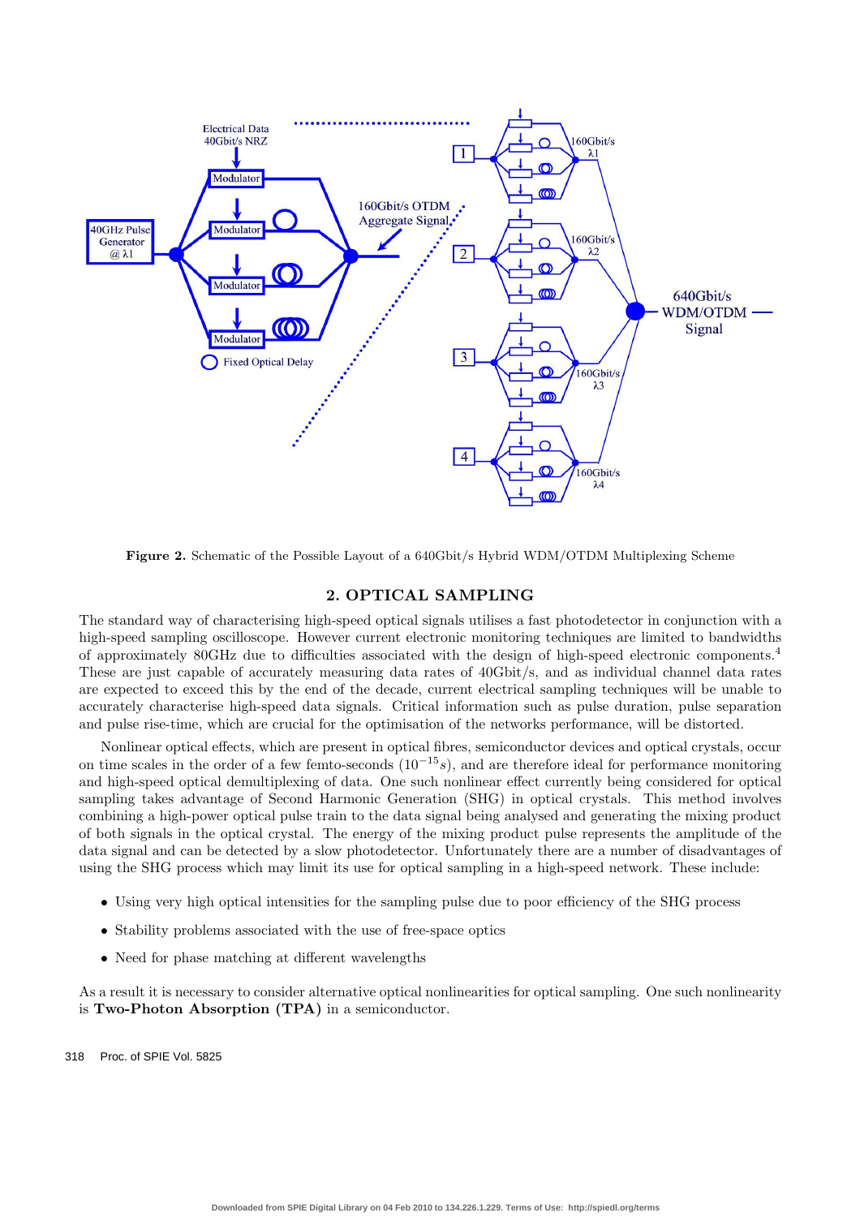**Figure 2.** Schematic of the Possible Layout of a 640Gbit/s Hybrid WDM/OTDM Multiplexing Scheme

## 2. OPTICAL SAMPLING

The standard way of characterising high-speed optical signals utilises a fast photodetector in conjunction with a high-speed sampling oscilloscope. However current electronic monitoring techniques are limited to bandwidths of approximately 80GHz due to difficulties associated with the design of high-speed electronic components.[4] These are just capable of accurately measuring data rates of 40Gbit/s, and as individual channel data rates are expected to exceed this by the end of the decade, current electrical sampling techniques will be unable to accurately characterise high-speed data signals. Critical information such as pulse duration, pulse separation and pulse rise-time, which are crucial for the optimisation of the networks performance, will be distorted.

Nonlinear optical effects, which are present in optical fibres, semiconductor devices and optical crystals, occur on time scales in the order of a few femto-seconds ($10^{-15}s$), and are therefore ideal for performance monitoring and high-speed optical demultiplexing of data. One such nonlinear effect currently being considered for optical sampling takes advantage of Second Harmonic Generation (SHG) in optical crystals. This method involves combining a high-power optical pulse train to the data signal being analysed and generating the mixing product of both signals in the optical crystal. The energy of the mixing product pulse represents the amplitude of the data signal and can be detected by a slow photodetector. Unfortunately there are a number of disadvantages of using the SHG process which may limit its use for optical sampling in a high-speed network. These include:

- Using very high optical intensities for the sampling pulse due to poor efficiency of the SHG process
- Stability problems associated with the use of free-space optics
- Need for phase matching at different wavelengths

As a result it is necessary to consider alternative optical nonlinearities for optical sampling. One such nonlinearity is **Two-Photon Absorption (TPA)** in a semiconductor.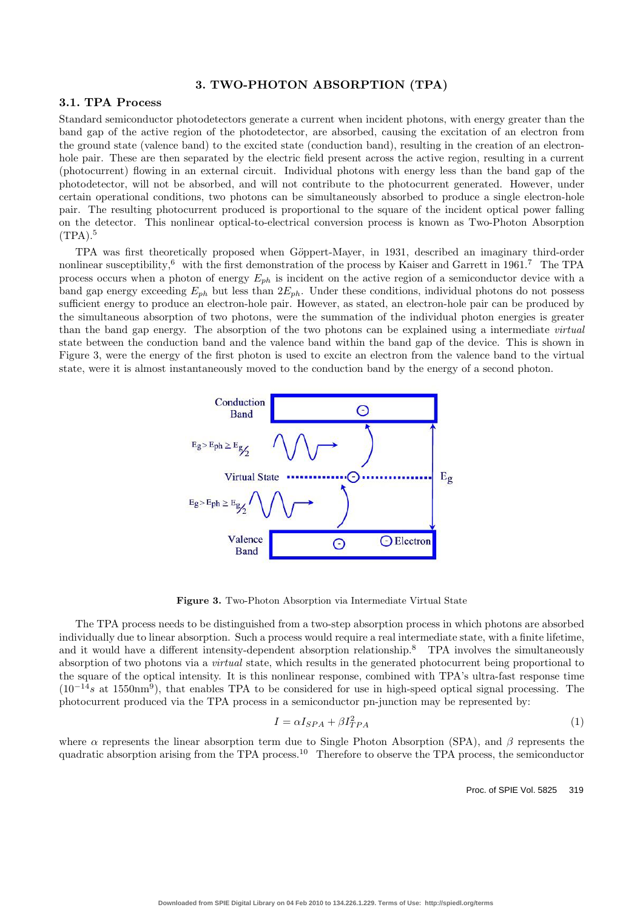## 3. TWO-PHOTON ABSORPTION (TPA)

### 3.1. TPA Process

Standard semiconductor photodetectors generate a current when incident photons, with energy greater than the band gap of the active region of the photodetector, are absorbed, causing the excitation of an electron from the ground state (valence band) to the excited state (conduction band), resulting in the creation of an electron-hole pair. These are then separated by the electric field present across the active region, resulting in a current (photocurrent) flowing in an external circuit. Individual photons with energy less than the band gap of the photodetector, will not be absorbed, and will not contribute to the photocurrent generated. However, under certain operational conditions, two photons can be simultaneously absorbed to produce a single electron-hole pair. The resulting photocurrent produced is proportional to the square of the incident optical power falling on the detector. This nonlinear optical-to-electrical conversion process is known as Two-Photon Absorption (TPA).[5]

TPA was first theoretically proposed when Göppert-Mayer, in 1931, described an imaginary third-order nonlinear susceptibility,[6] with the first demonstration of the process by Kaiser and Garrett in 1961.[7] The TPA process occurs when a photon of energy $E_{ph}$ is incident on the active region of a semiconductor device with a band gap energy exceeding $E_{ph}$ but less than $2E_{ph}$. Under these conditions, individual photons do not possess sufficient energy to produce an electron-hole pair. However, as stated, an electron-hole pair can be produced by the simultaneous absorption of two photons, were the summation of the individual photon energies is greater than the band gap energy. The absorption of the two photons can be explained using a intermediate *virtual* state between the conduction band and the valence band within the band gap of the device. This is shown in Figure 3, were the energy of the first photon is used to excite an electron from the valence band to the virtual state, were it is almost instantaneously moved to the conduction band by the energy of a second photon.

**Figure 3.** Two-Photon Absorption via Intermediate Virtual State

The TPA process needs to be distinguished from a two-step absorption process in which photons are absorbed individually due to linear absorption. Such a process would require a real intermediate state, with a finite lifetime, and it would have a different intensity-dependent absorption relationship.[8] TPA involves the simultaneously absorption of two photons via a *virtual* state, which results in the generated photocurrent being proportional to the square of the optical intensity. It is this nonlinear response, combined with TPA's ultra-fast response time ($10^{-14}s$ at 1550nm[9]), that enables TPA to be considered for use in high-speed optical signal processing. The photocurrent produced via the TPA process in a semiconductor pn-junction may be represented by:

$$I = \alpha I_{SPA} + \beta I_{TPA}^2 \tag{1}$$

where $\alpha$ represents the linear absorption term due to Single Photon Absorption (SPA), and $\beta$ represents the quadratic absorption arising from the TPA process.[10] Therefore to observe the TPA process, the semiconductor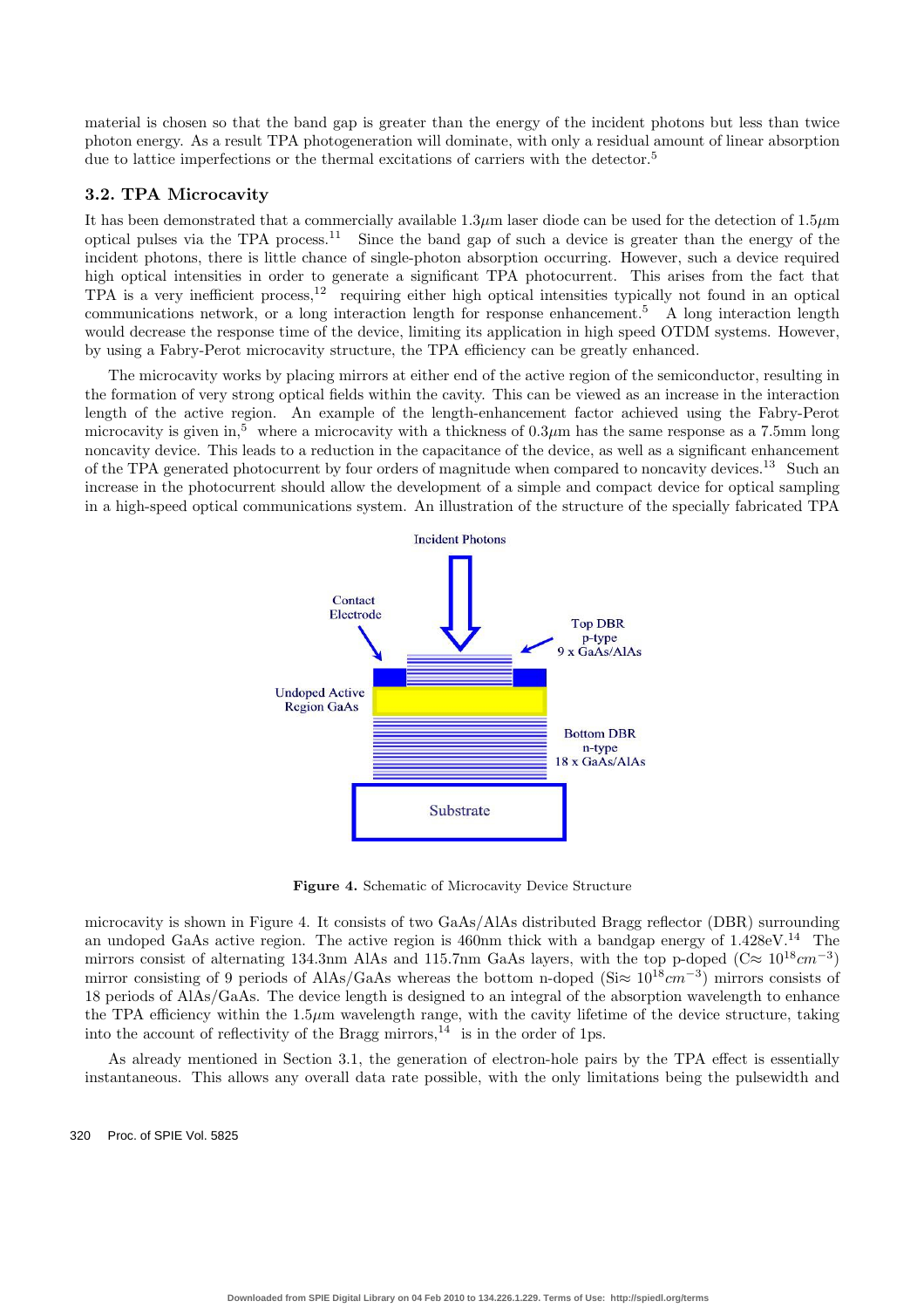material is chosen so that the band gap is greater than the energy of the incident photons but less than twice photon energy. As a result TPA photogeneration will dominate, with only a residual amount of linear absorption due to lattice imperfections or the thermal excitations of carriers with the detector.[5]

### 3.2. TPA Microcavity

It has been demonstrated that a commercially available 1.3$\mu$m laser diode can be used for the detection of 1.5$\mu$m optical pulses via the TPA process.[11] Since the band gap of such a device is greater than the energy of the incident photons, there is little chance of single-photon absorption occurring. However, such a device required high optical intensities in order to generate a significant TPA photocurrent. This arises from the fact that TPA is a very inefficient process,[12] requiring either high optical intensities typically not found in an optical communications network, or a long interaction length for response enhancement.[5] A long interaction length would decrease the response time of the device, limiting its application in high speed OTDM systems. However, by using a Fabry-Perot microcavity structure, the TPA efficiency can be greatly enhanced.

The microcavity works by placing mirrors at either end of the active region of the semiconductor, resulting in the formation of very strong optical fields within the cavity. This can be viewed as an increase in the interaction length of the active region. An example of the length-enhancement factor achieved using the Fabry-Perot microcavity is given in,[5] where a microcavity with a thickness of 0.3$\mu$m has the same response as a 7.5mm long noncavity device. This leads to a reduction in the capacitance of the device, as well as a significant enhancement of the TPA generated photocurrent by four orders of magnitude when compared to noncavity devices.[13] Such an increase in the photocurrent should allow the development of a simple and compact device for optical sampling in a high-speed optical communications system. An illustration of the structure of the specially fabricated TPA microcavity is shown in Figure 4. It consists of two GaAs/AlAs distributed Bragg reflector (DBR) surrounding an undoped GaAs active region. The active region is 460nm thick with a bandgap energy of 1.428eV.[14] The mirrors consist of alternating 134.3nm AlAs and 115.7nm GaAs layers, with the top p-doped (C$\approx 10^{18}cm^{-3}$) mirror consisting of 9 periods of AlAs/GaAs whereas the bottom n-doped (Si$\approx 10^{18}cm^{-3}$) mirrors consists of 18 periods of AlAs/GaAs. The device length is designed to an integral of the absorption wavelength to enhance the TPA efficiency within the 1.5$\mu$m wavelength range, with the cavity lifetime of the device structure, taking into the account of reflectivity of the Bragg mirrors,[14] is in the order of 1ps.

**Figure 4.** Schematic of Microcavity Device Structure

As already mentioned in Section 3.1, the generation of electron-hole pairs by the TPA effect is essentially instantaneous. This allows any overall data rate possible, with the only limitations being the pulsewidth and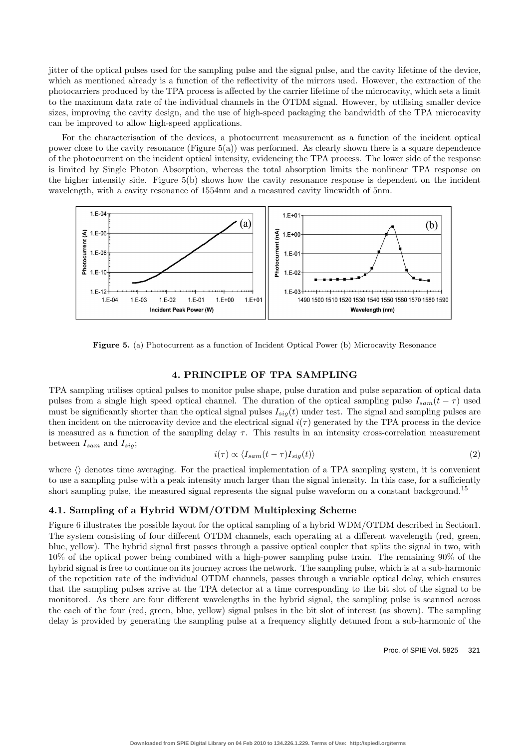jitter of the optical pulses used for the sampling pulse and the signal pulse, and the cavity lifetime of the device, which as mentioned already is a function of the reflectivity of the mirrors used. However, the extraction of the photocarriers produced by the TPA process is affected by the carrier lifetime of the microcavity, which sets a limit to the maximum data rate of the individual channels in the OTDM signal. However, by utilising smaller device sizes, improving the cavity design, and the use of high-speed packaging the bandwidth of the TPA microcavity can be improved to allow high-speed applications.

For the characterisation of the devices, a photocurrent measurement as a function of the incident optical power close to the cavity resonance (Figure 5(a)) was performed. As clearly shown there is a square dependence of the photocurrent on the incident optical intensity, evidencing the TPA process. The lower side of the response is limited by Single Photon Absorption, whereas the total absorption limits the nonlinear TPA response on the higher intensity side. Figure 5(b) shows how the cavity resonance response is dependent on the incident wavelength, with a cavity resonance of 1554nm and a measured cavity linewidth of 5nm.

**Figure 5.** (a) Photocurrent as a function of Incident Optical Power (b) Microcavity Resonance

## 4. PRINCIPLE OF TPA SAMPLING

TPA sampling utilises optical pulses to monitor pulse shape, pulse duration and pulse separation of optical data pulses from a single high speed optical channel. The duration of the optical sampling pulse $I_{sam}(t-\tau)$ used must be significantly shorter than the optical signal pulses $I_{sig}(t)$ under test. The signal and sampling pulses are then incident on the microcavity device and the electrical signal $i(\tau)$ generated by the TPA process in the device is measured as a function of the sampling delay $\tau$. This results in an intensity cross-correlation measurement between $I_{sam}$ and $I_{sig}$;

$$i(\tau) \propto \langle I_{sam}(t-\tau) I_{sig}(t) \rangle \tag{2}$$

where $\langle\rangle$ denotes time averaging. For the practical implementation of a TPA sampling system, it is convenient to use a sampling pulse with a peak intensity much larger than the signal intensity. In this case, for a sufficiently short sampling pulse, the measured signal represents the signal pulse waveform on a constant background.[15]

### 4.1. Sampling of a Hybrid WDM/OTDM Multiplexing Scheme

Figure 6 illustrates the possible layout for the optical sampling of a hybrid WDM/OTDM described in Section1. The system consisting of four different OTDM channels, each operating at a different wavelength (red, green, blue, yellow). The hybrid signal first passes through a passive optical coupler that splits the signal in two, with 10% of the optical power being combined with a high-power sampling pulse train. The remaining 90% of the hybrid signal is free to continue on its journey across the network. The sampling pulse, which is at a sub-harmonic of the repetition rate of the individual OTDM channels, passes through a variable optical delay, which ensures that the sampling pulses arrive at the TPA detector at a time corresponding to the bit slot of the signal to be monitored. As there are four different wavelengths in the hybrid signal, the sampling pulse is scanned across the each of the four (red, green, blue, yellow) signal pulses in the bit slot of interest (as shown). The sampling delay is provided by generating the sampling pulse at a frequency slightly detuned from a sub-harmonic of the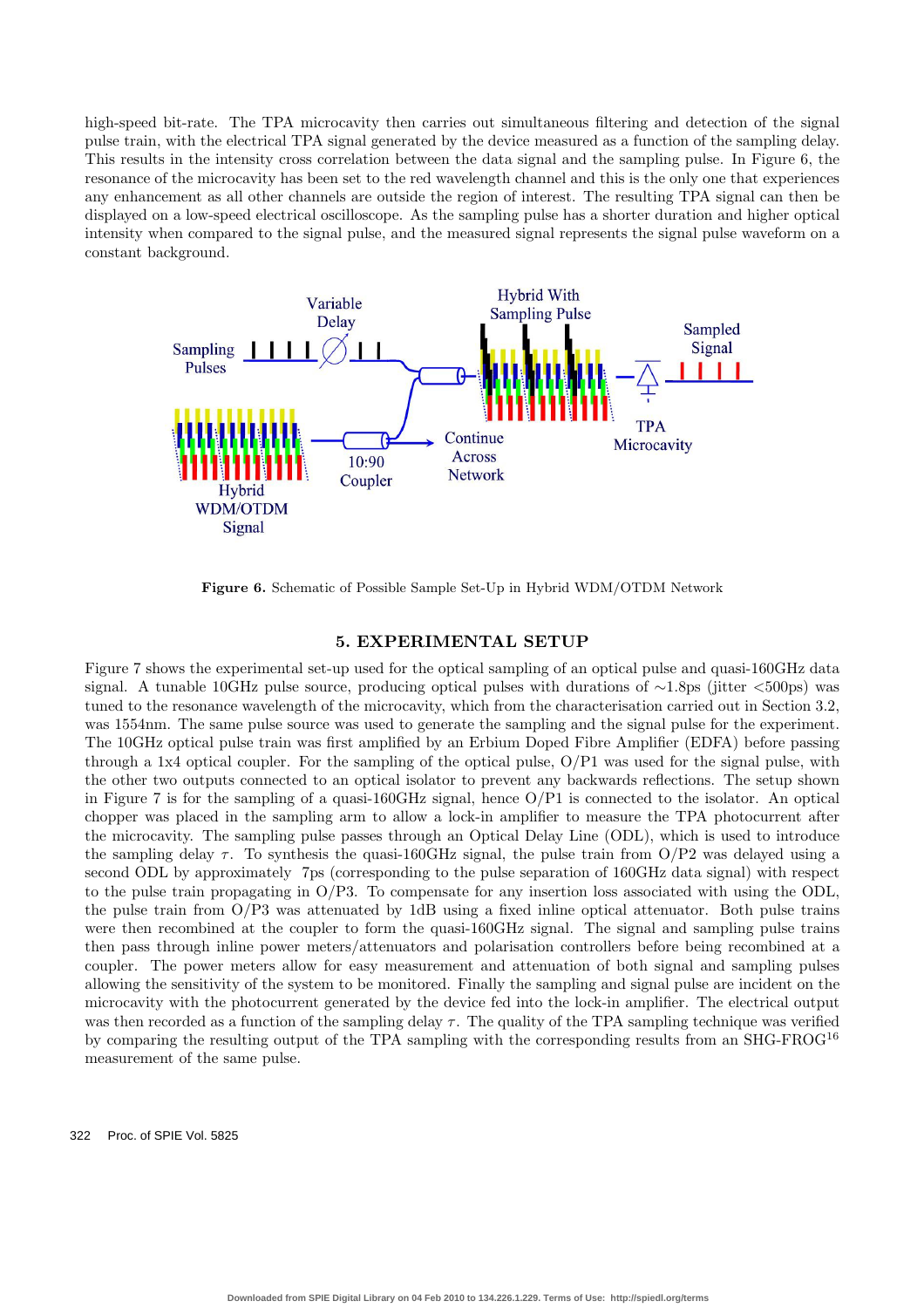high-speed bit-rate. The TPA microcavity then carries out simultaneous filtering and detection of the signal pulse train, with the electrical TPA signal generated by the device measured as a function of the sampling delay. This results in the intensity cross correlation between the data signal and the sampling pulse. In Figure 6, the resonance of the microcavity has been set to the red wavelength channel and this is the only one that experiences any enhancement as all other channels are outside the region of interest. The resulting TPA signal can then be displayed on a low-speed electrical oscilloscope. As the sampling pulse has a shorter duration and higher optical intensity when compared to the signal pulse, and the measured signal represents the signal pulse waveform on a constant background.

**Figure 6.** Schematic of Possible Sample Set-Up in Hybrid WDM/OTDM Network

## 5. EXPERIMENTAL SETUP

Figure 7 shows the experimental set-up used for the optical sampling of an optical pulse and quasi-160GHz data signal. A tunable 10GHz pulse source, producing optical pulses with durations of ∼1.8ps (jitter <500ps) was tuned to the resonance wavelength of the microcavity, which from the characterisation carried out in Section 3.2, was 1554nm. The same pulse source was used to generate the sampling and the signal pulse for the experiment. The 10GHz optical pulse train was first amplified by an Erbium Doped Fibre Amplifier (EDFA) before passing through a 1x4 optical coupler. For the sampling of the optical pulse, O/P1 was used for the signal pulse, with the other two outputs connected to an optical isolator to prevent any backwards reflections. The setup shown in Figure 7 is for the sampling of a quasi-160GHz signal, hence O/P1 is connected to the isolator. An optical chopper was placed in the sampling arm to allow a lock-in amplifier to measure the TPA photocurrent after the microcavity. The sampling pulse passes through an Optical Delay Line (ODL), which is used to introduce the sampling delay $\tau$. To synthesis the quasi-160GHz signal, the pulse train from O/P2 was delayed using a second ODL by approximately 7ps (corresponding to the pulse separation of 160GHz data signal) with respect to the pulse train propagating in O/P3. To compensate for any insertion loss associated with using the ODL, the pulse train from O/P3 was attenuated by 1dB using a fixed inline optical attenuator. Both pulse trains were then recombined at the coupler to form the quasi-160GHz signal. The signal and sampling pulse trains then pass through inline power meters/attenuators and polarisation controllers before being recombined at a coupler. The power meters allow for easy measurement and attenuation of both signal and sampling pulses allowing the sensitivity of the system to be monitored. Finally the sampling and signal pulse are incident on the microcavity with the photocurrent generated by the device fed into the lock-in amplifier. The electrical output was then recorded as a function of the sampling delay $\tau$. The quality of the TPA sampling technique was verified by comparing the resulting output of the TPA sampling with the corresponding results from an SHG-FROG[16] measurement of the same pulse.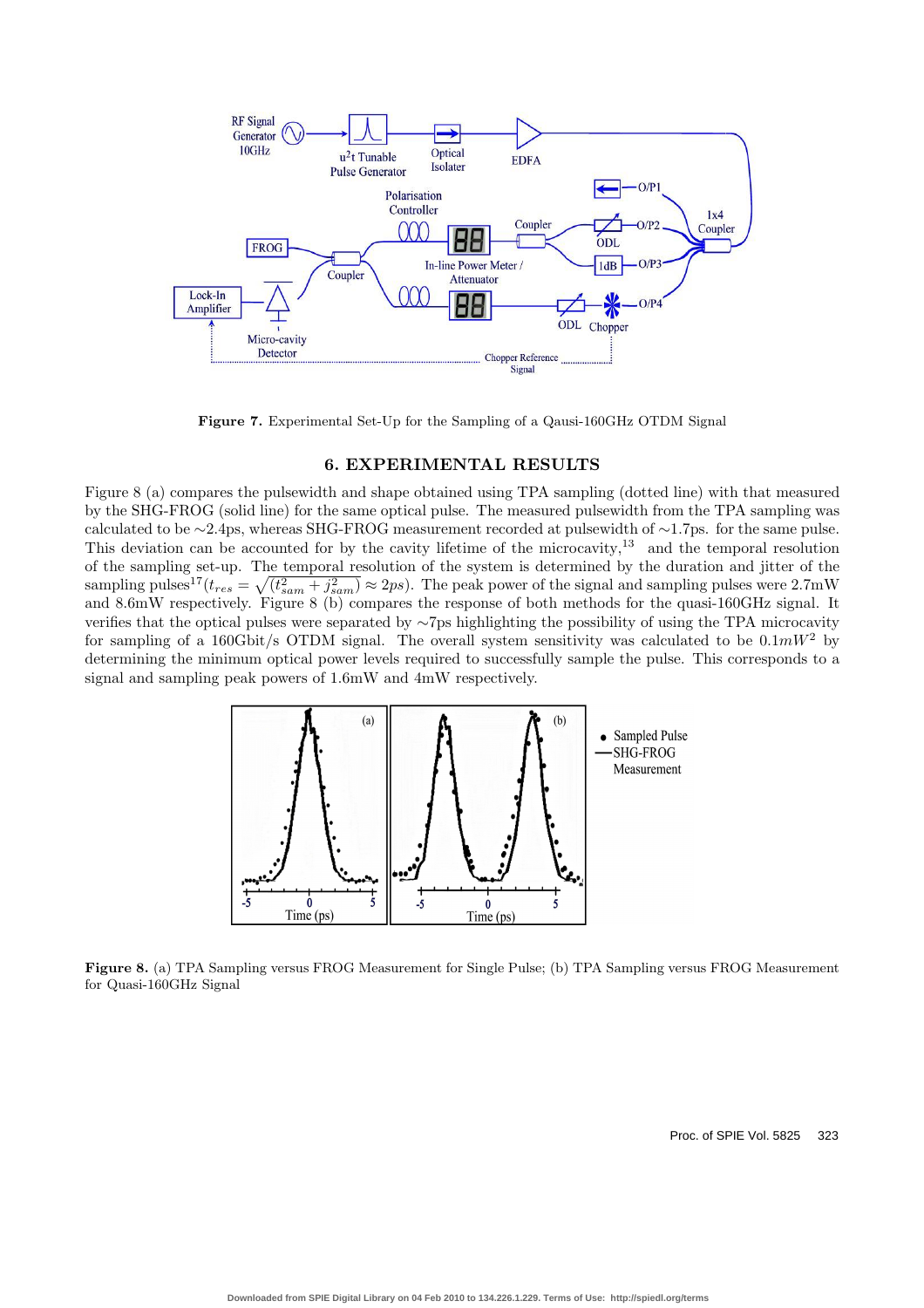**Figure 7.** Experimental Set-Up for the Sampling of a Qausi-160GHz OTDM Signal

## 6. EXPERIMENTAL RESULTS

Figure 8 (a) compares the pulsewidth and shape obtained using TPA sampling (dotted line) with that measured by the SHG-FROG (solid line) for the same optical pulse. The measured pulsewidth from the TPA sampling was calculated to be ∼2.4ps, whereas SHG-FROG measurement recorded at pulsewidth of ∼1.7ps. for the same pulse. This deviation can be accounted for by the cavity lifetime of the microcavity,[13] and the temporal resolution of the sampling set-up. The temporal resolution of the system is determined by the duration and jitter of the sampling pulses[17]($t_{res} = \sqrt{(t_{sam}^2 + j_{sam}^2)} \approx 2ps$). The peak power of the signal and sampling pulses were 2.7mW and 8.6mW respectively. Figure 8 (b) compares the response of both methods for the quasi-160GHz signal. It verifies that the optical pulses were separated by ∼7ps highlighting the possibility of using the TPA microcavity for sampling of a 160Gbit/s OTDM signal. The overall system sensitivity was calculated to be $0.1mW^2$ by determining the minimum optical power levels required to successfully sample the pulse. This corresponds to a signal and sampling peak powers of 1.6mW and 4mW respectively.

**Figure 8.** (a) TPA Sampling versus FROG Measurement for Single Pulse; (b) TPA Sampling versus FROG Measurement for Quasi-160GHz Signal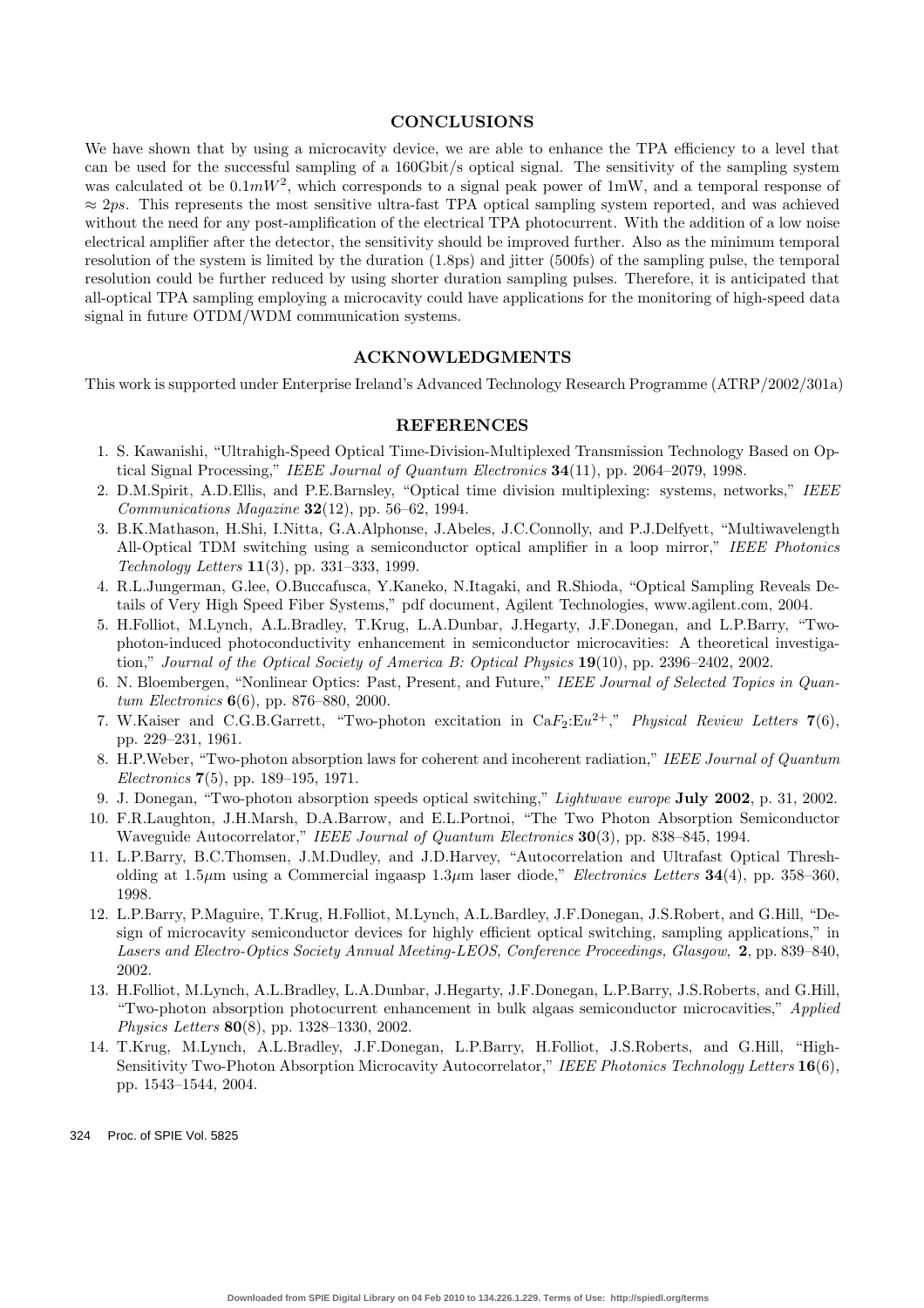## CONCLUSIONS

We have shown that by using a microcavity device, we are able to enhance the TPA efficiency to a level that can be used for the successful sampling of a 160Gbit/s optical signal. The sensitivity of the sampling system was calculated ot be $0.1mW^2$, which corresponds to a signal peak power of 1mW, and a temporal response of $\approx 2ps$. This represents the most sensitive ultra-fast TPA optical sampling system reported, and was achieved without the need for any post-amplification of the electrical TPA photocurrent. With the addition of a low noise electrical amplifier after the detector, the sensitivity should be improved further. Also as the minimum temporal resolution of the system is limited by the duration (1.8ps) and jitter (500fs) of the sampling pulse, the temporal resolution could be further reduced by using shorter duration sampling pulses. Therefore, it is anticipated that all-optical TPA sampling employing a microcavity could have applications for the monitoring of high-speed data signal in future OTDM/WDM communication systems.

## ACKNOWLEDGMENTS

This work is supported under Enterprise Ireland's Advanced Technology Research Programme (ATRP/2002/301a)

## REFERENCES

1. S. Kawanishi, "Ultrahigh-Speed Optical Time-Division-Multiplexed Transmission Technology Based on Optical Signal Processing," *IEEE Journal of Quantum Electronics* **34**(11), pp. 2064–2079, 1998.
2. D.M.Spirit, A.D.Ellis, and P.E.Barnsley, "Optical time division multiplexing: systems, networks," *IEEE Communications Magazine* **32**(12), pp. 56–62, 1994.
3. B.K.Mathason, H.Shi, I.Nitta, G.A.Alphonse, J.Abeles, J.C.Connolly, and P.J.Delfyett, "Multiwavelength All-Optical TDM switching using a semiconductor optical amplifier in a loop mirror," *IEEE Photonics Technology Letters* **11**(3), pp. 331–333, 1999.
4. R.L.Jungerman, G.lee, O.Buccafusca, Y.Kaneko, N.Itagaki, and R.Shioda, "Optical Sampling Reveals Details of Very High Speed Fiber Systems," pdf document, Agilent Technologies, www.agilent.com, 2004.
5. H.Folliot, M.Lynch, A.L.Bradley, T.Krug, L.A.Dunbar, J.Hegarty, J.F.Donegan, and L.P.Barry, "Two-photon-induced photoconductivity enhancement in semiconductor microcavities: A theoretical investigation," *Journal of the Optical Society of America B: Optical Physics* **19**(10), pp. 2396–2402, 2002.
6. N. Bloembergen, "Nonlinear Optics: Past, Present, and Future," *IEEE Journal of Selected Topics in Quantum Electronics* **6**(6), pp. 876–880, 2000.
7. W.Kaiser and C.G.B.Garrett, "Two-photon excitation in $CaF_2$:$Eu^{2+}$," *Physical Review Letters* **7**(6), pp. 229–231, 1961.
8. H.P.Weber, "Two-photon absorption laws for coherent and incoherent radiation," *IEEE Journal of Quantum Electronics* **7**(5), pp. 189–195, 1971.
9. J. Donegan, "Two-photon absorption speeds optical switching," *Lightwave europe* **July 2002**, p. 31, 2002.
10. F.R.Laughton, J.H.Marsh, D.A.Barrow, and E.L.Portnoi, "The Two Photon Absorption Semiconductor Waveguide Autocorrelator," *IEEE Journal of Quantum Electronics* **30**(3), pp. 838–845, 1994.
11. L.P.Barry, B.C.Thomsen, J.M.Dudley, and J.D.Harvey, "Autocorrelation and Ultrafast Optical Thresholding at 1.5$\mu$m using a Commercial ingaasp 1.3$\mu$m laser diode," *Electronics Letters* **34**(4), pp. 358–360, 1998.
12. L.P.Barry, P.Maguire, T.Krug, H.Folliot, M.Lynch, A.L.Bardley, J.F.Donegan, J.S.Robert, and G.Hill, "Design of microcavity semiconductor devices for highly efficient optical switching, sampling applications," in *Lasers and Electro-Optics Society Annual Meeting-LEOS, Conference Proceedings, Glasgow*, **2**, pp. 839–840, 2002.
13. H.Folliot, M.Lynch, A.L.Bradley, L.A.Dunbar, J.Hegarty, J.F.Donegan, L.P.Barry, J.S.Roberts, and G.Hill, "Two-photon absorption photocurrent enhancement in bulk algaas semiconductor microcavities," *Applied Physics Letters* **80**(8), pp. 1328–1330, 2002.
14. T.Krug, M.Lynch, A.L.Bradley, J.F.Donegan, L.P.Barry, H.Folliot, J.S.Roberts, and G.Hill, "High-Sensitivity Two-Photon Absorption Microcavity Autocorrelator," *IEEE Photonics Technology Letters* **16**(6), pp. 1543–1544, 2004.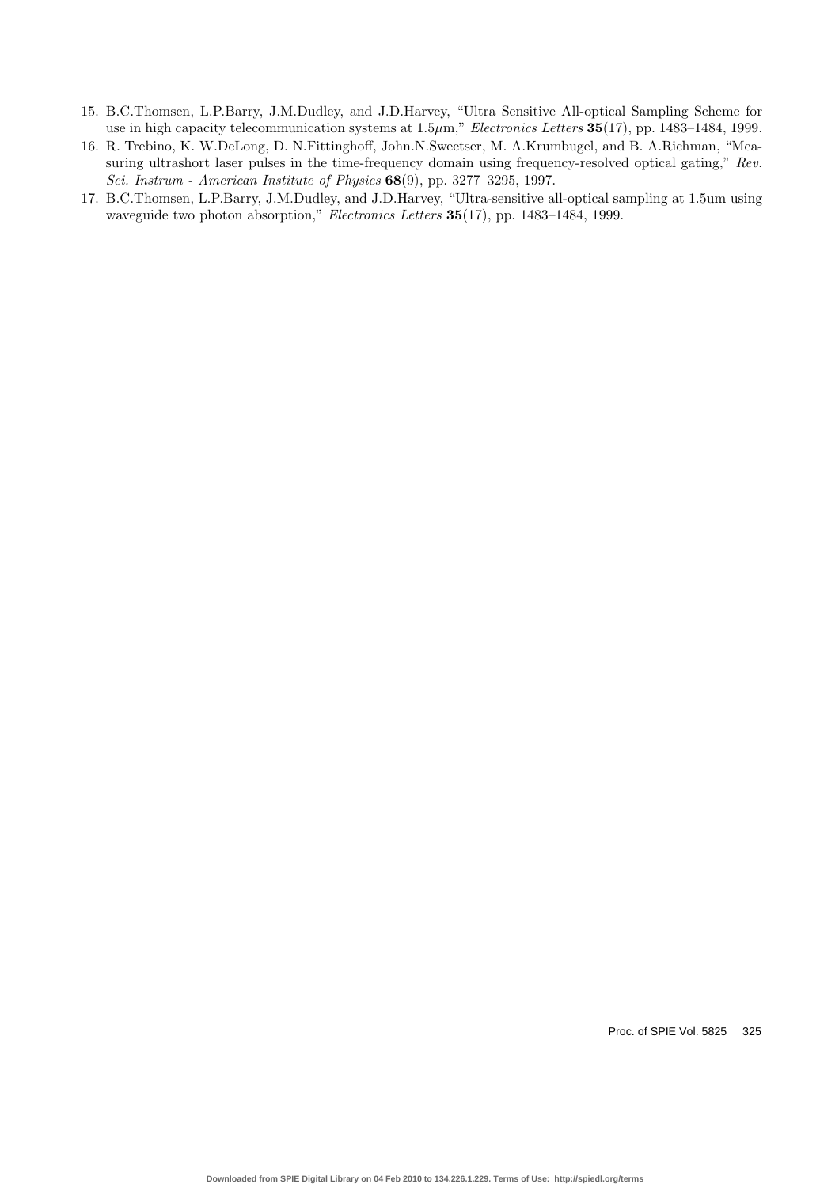15. B.C.Thomsen, L.P.Barry, J.M.Dudley, and J.D.Harvey, "Ultra Sensitive All-optical Sampling Scheme for use in high capacity telecommunication systems at 1.5$\mu$m," *Electronics Letters* **35**(17), pp. 1483–1484, 1999.
16. R. Trebino, K. W.DeLong, D. N.Fittinghoff, John.N.Sweetser, M. A.Krumbugel, and B. A.Richman, "Measuring ultrashort laser pulses in the time-frequency domain using frequency-resolved optical gating," *Rev. Sci. Instrum - American Institute of Physics* **68**(9), pp. 3277–3295, 1997.
17. B.C.Thomsen, L.P.Barry, J.M.Dudley, and J.D.Harvey, "Ultra-sensitive all-optical sampling at 1.5um using waveguide two photon absorption," *Electronics Letters* **35**(17), pp. 1483–1484, 1999.